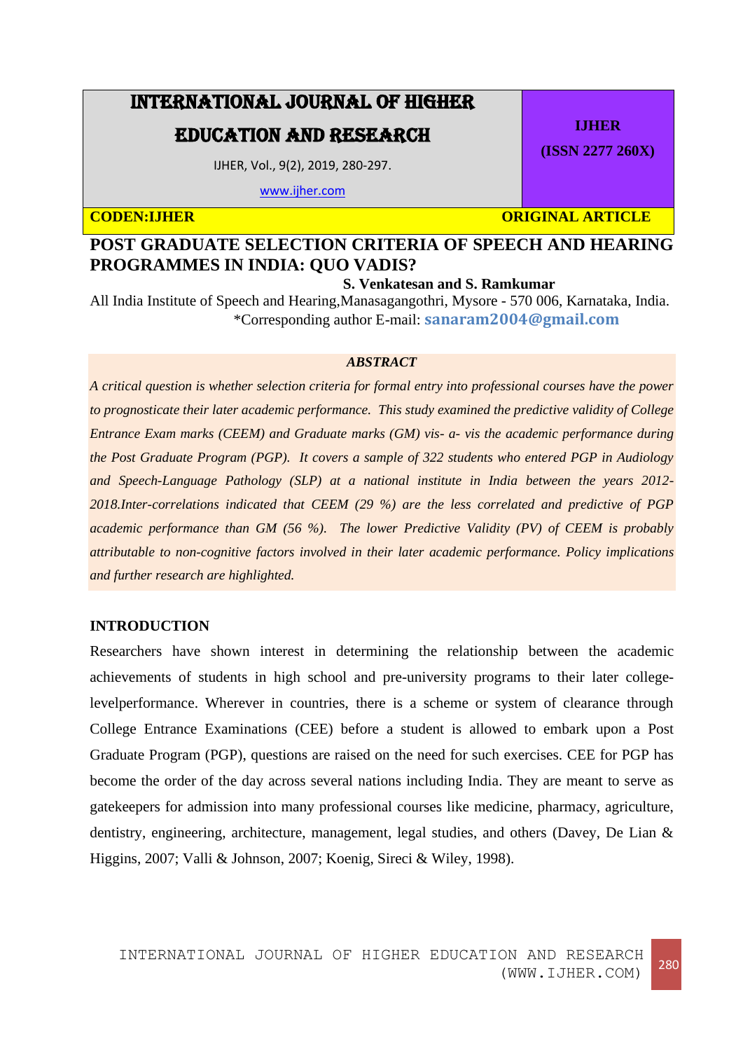# INTERNATIONAL JOURNAL OF HIGHER EDUCATION AND RESEARCH

IJHER, Vol., 9(2), 2019, 280-297.

www.ijher.com

**IJHER (ISSN 2277 260X)**

**CODEN:IJHER** **ORIGINAL ARTICLE**

# POST GRADUATE SELECTION CRITERIA OF SPEECH AND HEARING PROGRAMMES IN INDIA: QUO VADIS?

**S. Venkatesan and S. Ramkumar**

All India Institute of Speech and Hearing,Manasagangothri, Mysore - 570 006, Karnataka, India.

*Corresponding author E-mail: **sanaram2004@gmail.com**

## *ABSTRACT*

*A critical question is whether selection criteria for formal entry into professional courses have the power to prognosticate their later academic performance. This study examined the predictive validity of College Entrance Exam marks (CEEM) and Graduate marks (GM) vis- a- vis the academic performance during the Post Graduate Program (PGP). It covers a sample of 322 students who entered PGP in Audiology and Speech-Language Pathology (SLP) at a national institute in India between the years 2012-2018.Inter-correlations indicated that CEEM (29 %) are the less correlated and predictive of PGP academic performance than GM (56 %). The lower Predictive Validity (PV) of CEEM is probably attributable to non-cognitive factors involved in their later academic performance. Policy implications and further research are highlighted.*

## INTRODUCTION

Researchers have shown interest in determining the relationship between the academic achievements of students in high school and pre-university programs to their later college-levelperformance. Wherever in countries, there is a scheme or system of clearance through College Entrance Examinations (CEE) before a student is allowed to embark upon a Post Graduate Program (PGP), questions are raised on the need for such exercises. CEE for PGP has become the order of the day across several nations including India. They are meant to serve as gatekeepers for admission into many professional courses like medicine, pharmacy, agriculture, dentistry, engineering, architecture, management, legal studies, and others (Davey, De Lian & Higgins, 2007; Valli & Johnson, 2007; Koenig, Sireci & Wiley, 1998).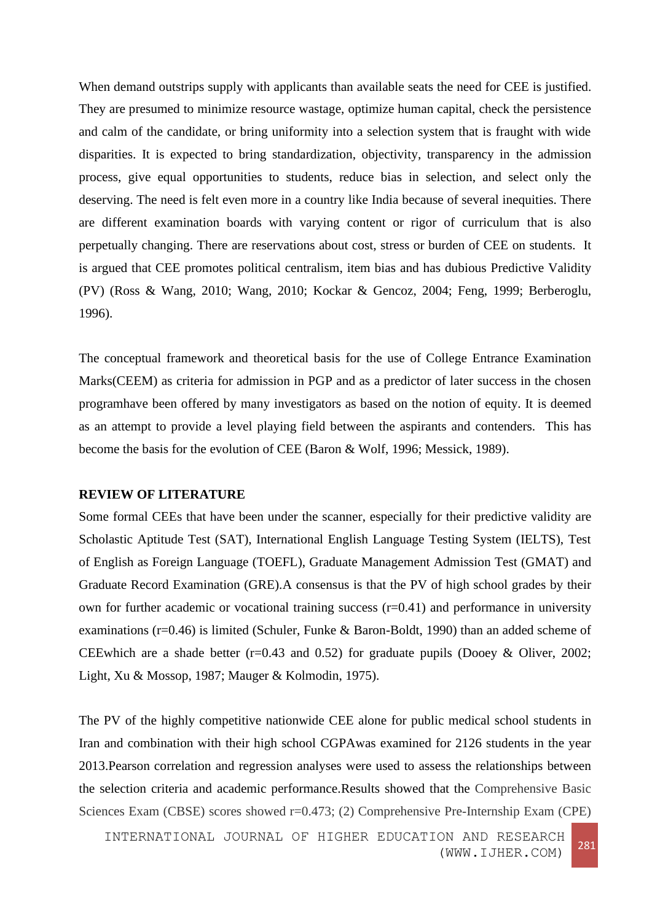When demand outstrips supply with applicants than available seats the need for CEE is justified. They are presumed to minimize resource wastage, optimize human capital, check the persistence and calm of the candidate, or bring uniformity into a selection system that is fraught with wide disparities. It is expected to bring standardization, objectivity, transparency in the admission process, give equal opportunities to students, reduce bias in selection, and select only the deserving. The need is felt even more in a country like India because of several inequities. There are different examination boards with varying content or rigor of curriculum that is also perpetually changing. There are reservations about cost, stress or burden of CEE on students. It is argued that CEE promotes political centralism, item bias and has dubious Predictive Validity (PV) (Ross & Wang, 2010; Wang, 2010; Kockar & Gencoz, 2004; Feng, 1999; Berberoglu, 1996).

The conceptual framework and theoretical basis for the use of College Entrance Examination Marks(CEEM) as criteria for admission in PGP and as a predictor of later success in the chosen programhave been offered by many investigators as based on the notion of equity. It is deemed as an attempt to provide a level playing field between the aspirants and contenders. This has become the basis for the evolution of CEE (Baron & Wolf, 1996; Messick, 1989).

**REVIEW OF LITERATURE**

Some formal CEEs that have been under the scanner, especially for their predictive validity are Scholastic Aptitude Test (SAT), International English Language Testing System (IELTS), Test of English as Foreign Language (TOEFL), Graduate Management Admission Test (GMAT) and Graduate Record Examination (GRE).A consensus is that the PV of high school grades by their own for further academic or vocational training success (r=0.41) and performance in university examinations (r=0.46) is limited (Schuler, Funke & Baron-Boldt, 1990) than an added scheme of CEEwhich are a shade better (r=0.43 and 0.52) for graduate pupils (Dooey & Oliver, 2002; Light, Xu & Mossop, 1987; Mauger & Kolmodin, 1975).

The PV of the highly competitive nationwide CEE alone for public medical school students in Iran and combination with their high school CGPAwas examined for 2126 students in the year 2013.Pearson correlation and regression analyses were used to assess the relationships between the selection criteria and academic performance.Results showed that the Comprehensive Basic Sciences Exam (CBSE) scores showed r=0.473; (2) Comprehensive Pre-Internship Exam (CPE)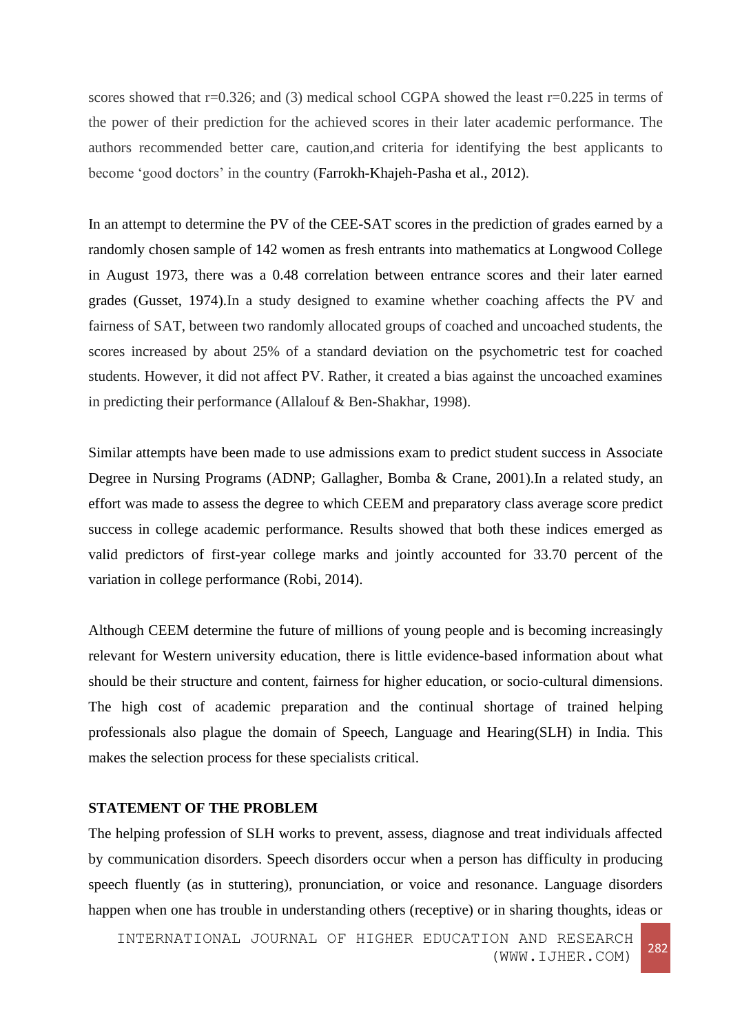scores showed that r=0.326; and (3) medical school CGPA showed the least r=0.225 in terms of the power of their prediction for the achieved scores in their later academic performance. The authors recommended better care, caution,and criteria for identifying the best applicants to become 'good doctors' in the country (Farrokh-Khajeh-Pasha et al., 2012).

In an attempt to determine the PV of the CEE-SAT scores in the prediction of grades earned by a randomly chosen sample of 142 women as fresh entrants into mathematics at Longwood College in August 1973, there was a 0.48 correlation between entrance scores and their later earned grades (Gusset, 1974).In a study designed to examine whether coaching affects the PV and fairness of SAT, between two randomly allocated groups of coached and uncoached students, the scores increased by about 25% of a standard deviation on the psychometric test for coached students. However, it did not affect PV. Rather, it created a bias against the uncoached examines in predicting their performance (Allalouf & Ben-Shakhar, 1998).

Similar attempts have been made to use admissions exam to predict student success in Associate Degree in Nursing Programs (ADNP; Gallagher, Bomba & Crane, 2001).In a related study, an effort was made to assess the degree to which CEEM and preparatory class average score predict success in college academic performance. Results showed that both these indices emerged as valid predictors of first-year college marks and jointly accounted for 33.70 percent of the variation in college performance (Robi, 2014).

Although CEEM determine the future of millions of young people and is becoming increasingly relevant for Western university education, there is little evidence-based information about what should be their structure and content, fairness for higher education, or socio-cultural dimensions. The high cost of academic preparation and the continual shortage of trained helping professionals also plague the domain of Speech, Language and Hearing(SLH) in India. This makes the selection process for these specialists critical.

**STATEMENT OF THE PROBLEM**

The helping profession of SLH works to prevent, assess, diagnose and treat individuals affected by communication disorders. Speech disorders occur when a person has difficulty in producing speech fluently (as in stuttering), pronunciation, or voice and resonance. Language disorders happen when one has trouble in understanding others (receptive) or in sharing thoughts, ideas or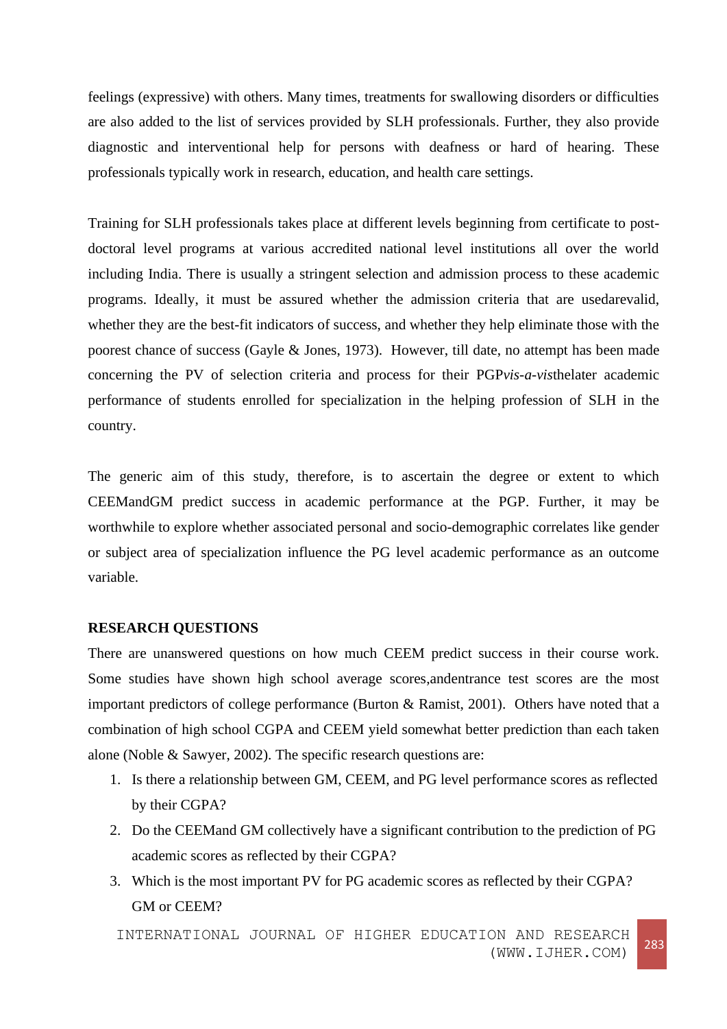feelings (expressive) with others. Many times, treatments for swallowing disorders or difficulties are also added to the list of services provided by SLH professionals. Further, they also provide diagnostic and interventional help for persons with deafness or hard of hearing. These professionals typically work in research, education, and health care settings.

Training for SLH professionals takes place at different levels beginning from certificate to post-doctoral level programs at various accredited national level institutions all over the world including India. There is usually a stringent selection and admission process to these academic programs. Ideally, it must be assured whether the admission criteria that are usedarevalid, whether they are the best-fit indicators of success, and whether they help eliminate those with the poorest chance of success (Gayle & Jones, 1973). However, till date, no attempt has been made concerning the PV of selection criteria and process for their PGP*vis-a-vis*thelater academic performance of students enrolled for specialization in the helping profession of SLH in the country.

The generic aim of this study, therefore, is to ascertain the degree or extent to which CEEMandGM predict success in academic performance at the PGP. Further, it may be worthwhile to explore whether associated personal and socio-demographic correlates like gender or subject area of specialization influence the PG level academic performance as an outcome variable.

## RESEARCH QUESTIONS

There are unanswered questions on how much CEEM predict success in their course work. Some studies have shown high school average scores,andentrance test scores are the most important predictors of college performance (Burton & Ramist, 2001). Others have noted that a combination of high school CGPA and CEEM yield somewhat better prediction than each taken alone (Noble & Sawyer, 2002). The specific research questions are:

1. Is there a relationship between GM, CEEM, and PG level performance scores as reflected by their CGPA?
2. Do the CEEMand GM collectively have a significant contribution to the prediction of PG academic scores as reflected by their CGPA?
3. Which is the most important PV for PG academic scores as reflected by their CGPA? GM or CEEM?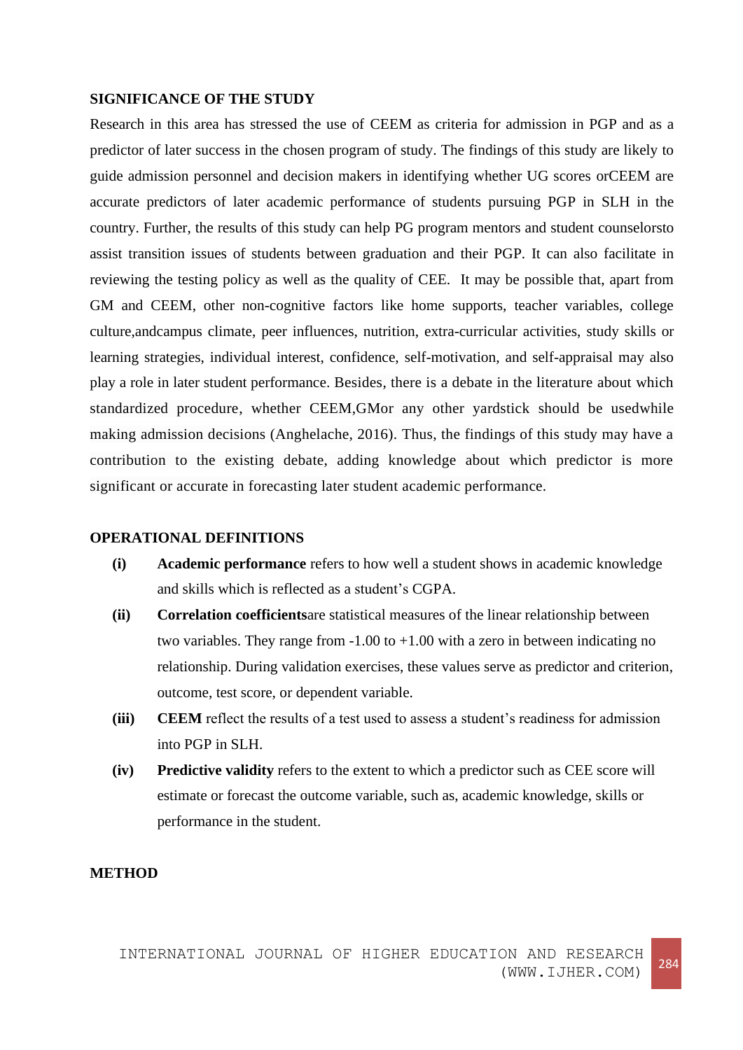## SIGNIFICANCE OF THE STUDY

Research in this area has stressed the use of CEEM as criteria for admission in PGP and as a predictor of later success in the chosen program of study. The findings of this study are likely to guide admission personnel and decision makers in identifying whether UG scores orCEEM are accurate predictors of later academic performance of students pursuing PGP in SLH in the country. Further, the results of this study can help PG program mentors and student counselorsto assist transition issues of students between graduation and their PGP. It can also facilitate in reviewing the testing policy as well as the quality of CEE. It may be possible that, apart from GM and CEEM, other non-cognitive factors like home supports, teacher variables, college culture,andcampus climate, peer influences, nutrition, extra-curricular activities, study skills or learning strategies, individual interest, confidence, self-motivation, and self-appraisal may also play a role in later student performance. Besides, there is a debate in the literature about which standardized procedure, whether CEEM,GMor any other yardstick should be usedwhile making admission decisions (Anghelache, 2016). Thus, the findings of this study may have a contribution to the existing debate, adding knowledge about which predictor is more significant or accurate in forecasting later student academic performance.

## OPERATIONAL DEFINITIONS

**(i)** **Academic performance** refers to how well a student shows in academic knowledge and skills which is reflected as a student's CGPA.

**(ii)** **Correlation coefficients**are statistical measures of the linear relationship between two variables. They range from -1.00 to +1.00 with a zero in between indicating no relationship. During validation exercises, these values serve as predictor and criterion, outcome, test score, or dependent variable.

**(iii)** **CEEM** reflect the results of a test used to assess a student's readiness for admission into PGP in SLH.

**(iv)** **Predictive validity** refers to the extent to which a predictor such as CEE score will estimate or forecast the outcome variable, such as, academic knowledge, skills or performance in the student.

## METHOD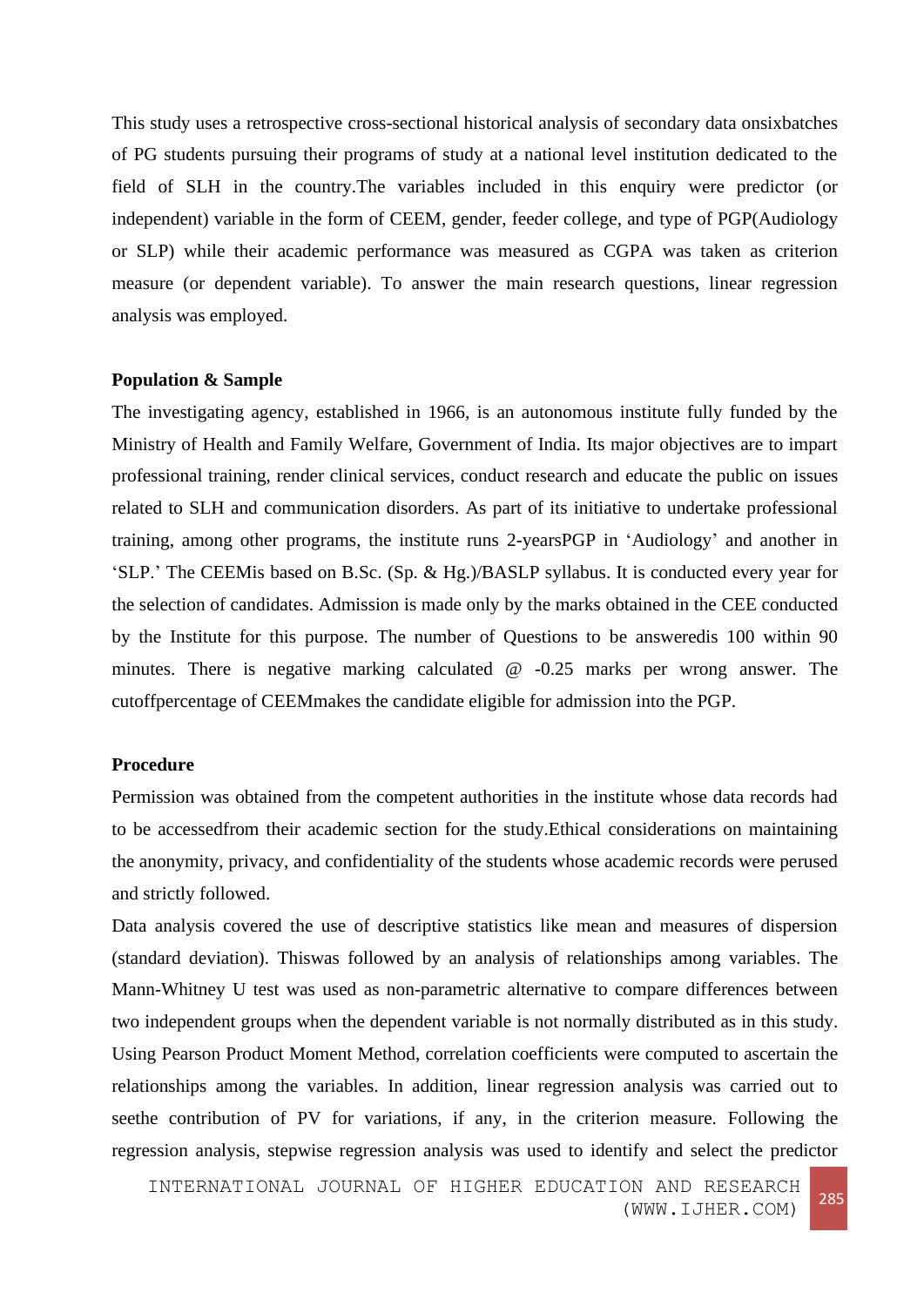This study uses a retrospective cross-sectional historical analysis of secondary data onsixbatches of PG students pursuing their programs of study at a national level institution dedicated to the field of SLH in the country.The variables included in this enquiry were predictor (or independent) variable in the form of CEEM, gender, feeder college, and type of PGP(Audiology or SLP) while their academic performance was measured as CGPA was taken as criterion measure (or dependent variable). To answer the main research questions, linear regression analysis was employed.

**Population & Sample**

The investigating agency, established in 1966, is an autonomous institute fully funded by the Ministry of Health and Family Welfare, Government of India. Its major objectives are to impart professional training, render clinical services, conduct research and educate the public on issues related to SLH and communication disorders. As part of its initiative to undertake professional training, among other programs, the institute runs 2-yearsPGP in 'Audiology' and another in 'SLP.' The CEEMis based on B.Sc. (Sp. & Hg.)/BASLP syllabus. It is conducted every year for the selection of candidates. Admission is made only by the marks obtained in the CEE conducted by the Institute for this purpose. The number of Questions to be answeredis 100 within 90 minutes. There is negative marking calculated @ -0.25 marks per wrong answer. The cutoffpercentage of CEEMmakes the candidate eligible for admission into the PGP.

**Procedure**

Permission was obtained from the competent authorities in the institute whose data records had to be accessedfrom their academic section for the study.Ethical considerations on maintaining the anonymity, privacy, and confidentiality of the students whose academic records were perused and strictly followed.

Data analysis covered the use of descriptive statistics like mean and measures of dispersion (standard deviation). Thiswas followed by an analysis of relationships among variables. The Mann-Whitney U test was used as non-parametric alternative to compare differences between two independent groups when the dependent variable is not normally distributed as in this study. Using Pearson Product Moment Method, correlation coefficients were computed to ascertain the relationships among the variables. In addition, linear regression analysis was carried out to seethe contribution of PV for variations, if any, in the criterion measure. Following the regression analysis, stepwise regression analysis was used to identify and select the predictor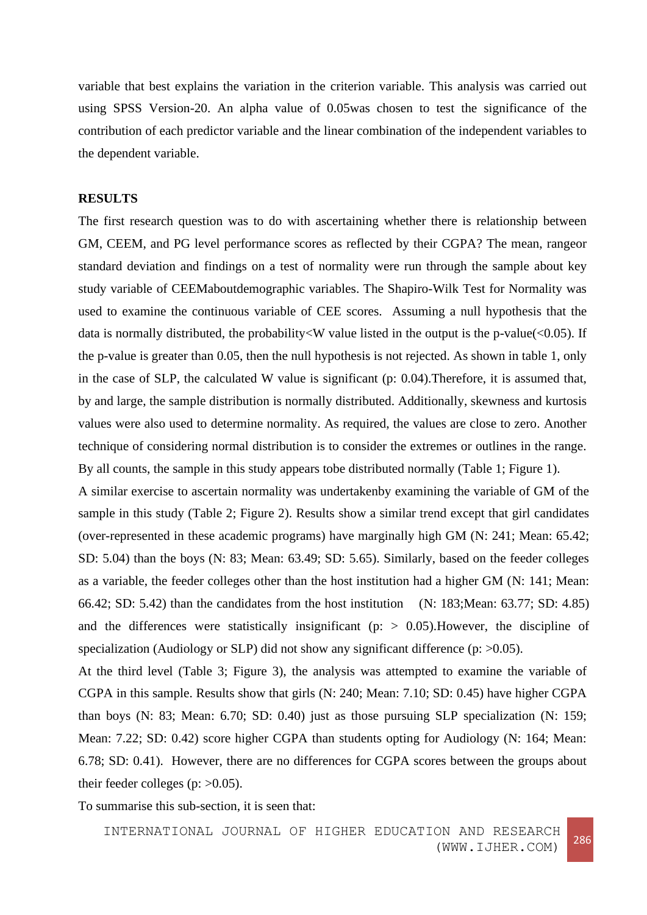variable that best explains the variation in the criterion variable. This analysis was carried out using SPSS Version-20. An alpha value of 0.05was chosen to test the significance of the contribution of each predictor variable and the linear combination of the independent variables to the dependent variable.

## RESULTS

The first research question was to do with ascertaining whether there is relationship between GM, CEEM, and PG level performance scores as reflected by their CGPA? The mean, rangeor standard deviation and findings on a test of normality were run through the sample about key study variable of CEEMaboutdemographic variables. The Shapiro-Wilk Test for Normality was used to examine the continuous variable of CEE scores. Assuming a null hypothesis that the data is normally distributed, the probability<W value listed in the output is the p-value(<0.05). If the p-value is greater than 0.05, then the null hypothesis is not rejected. As shown in table 1, only in the case of SLP, the calculated W value is significant (p: 0.04).Therefore, it is assumed that, by and large, the sample distribution is normally distributed. Additionally, skewness and kurtosis values were also used to determine normality. As required, the values are close to zero. Another technique of considering normal distribution is to consider the extremes or outlines in the range. By all counts, the sample in this study appears tobe distributed normally (Table 1; Figure 1).

A similar exercise to ascertain normality was undertakenby examining the variable of GM of the sample in this study (Table 2; Figure 2). Results show a similar trend except that girl candidates (over-represented in these academic programs) have marginally high GM (N: 241; Mean: 65.42; SD: 5.04) than the boys (N: 83; Mean: 63.49; SD: 5.65). Similarly, based on the feeder colleges as a variable, the feeder colleges other than the host institution had a higher GM (N: 141; Mean: 66.42; SD: 5.42) than the candidates from the host institution (N: 183;Mean: 63.77; SD: 4.85) and the differences were statistically insignificant (p: > 0.05).However, the discipline of specialization (Audiology or SLP) did not show any significant difference (p: >0.05).

At the third level (Table 3; Figure 3), the analysis was attempted to examine the variable of CGPA in this sample. Results show that girls (N: 240; Mean: 7.10; SD: 0.45) have higher CGPA than boys (N: 83; Mean: 6.70; SD: 0.40) just as those pursuing SLP specialization (N: 159; Mean: 7.22; SD: 0.42) score higher CGPA than students opting for Audiology (N: 164; Mean: 6.78; SD: 0.41). However, there are no differences for CGPA scores between the groups about their feeder colleges (p: >0.05).

To summarise this sub-section, it is seen that: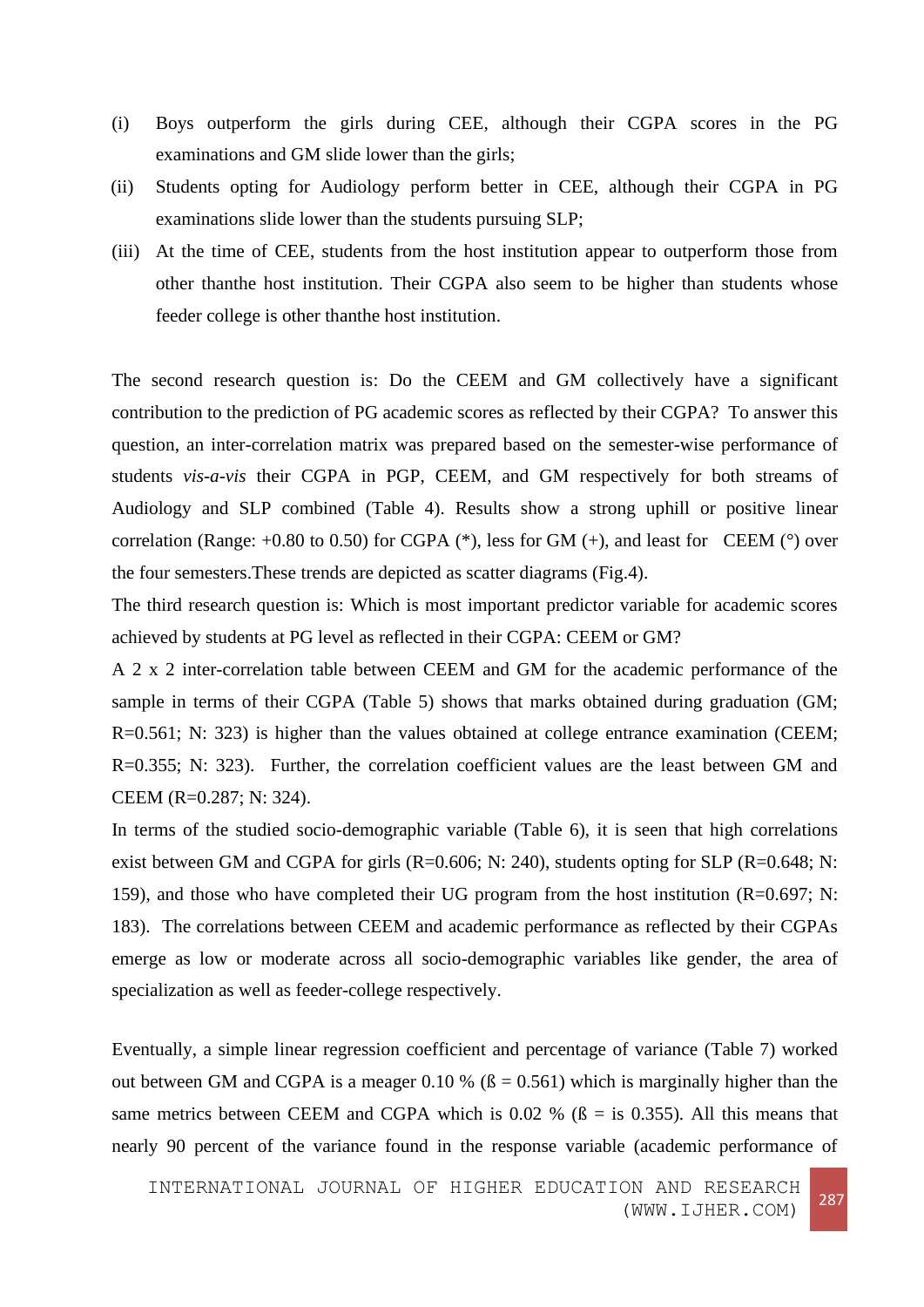(i) Boys outperform the girls during CEE, although their CGPA scores in the PG examinations and GM slide lower than the girls;

(ii) Students opting for Audiology perform better in CEE, although their CGPA in PG examinations slide lower than the students pursuing SLP;

(iii) At the time of CEE, students from the host institution appear to outperform those from other thanthe host institution. Their CGPA also seem to be higher than students whose feeder college is other thanthe host institution.

The second research question is: Do the CEEM and GM collectively have a significant contribution to the prediction of PG academic scores as reflected by their CGPA? To answer this question, an inter-correlation matrix was prepared based on the semester-wise performance of students *vis-a-vis* their CGPA in PGP, CEEM, and GM respectively for both streams of Audiology and SLP combined (Table 4). Results show a strong uphill or positive linear correlation (Range: +0.80 to 0.50) for CGPA (*), less for GM (+), and least for CEEM (°) over the four semesters.These trends are depicted as scatter diagrams (Fig.4).

The third research question is: Which is most important predictor variable for academic scores achieved by students at PG level as reflected in their CGPA: CEEM or GM?

A 2 x 2 inter-correlation table between CEEM and GM for the academic performance of the sample in terms of their CGPA (Table 5) shows that marks obtained during graduation (GM; R=0.561; N: 323) is higher than the values obtained at college entrance examination (CEEM; R=0.355; N: 323). Further, the correlation coefficient values are the least between GM and CEEM (R=0.287; N: 324).

In terms of the studied socio-demographic variable (Table 6), it is seen that high correlations exist between GM and CGPA for girls (R=0.606; N: 240), students opting for SLP (R=0.648; N: 159), and those who have completed their UG program from the host institution (R=0.697; N: 183). The correlations between CEEM and academic performance as reflected by their CGPAs emerge as low or moderate across all socio-demographic variables like gender, the area of specialization as well as feeder-college respectively.

Eventually, a simple linear regression coefficient and percentage of variance (Table 7) worked out between GM and CGPA is a meager 0.10 % (ß = 0.561) which is marginally higher than the same metrics between CEEM and CGPA which is 0.02 % (ß = is 0.355). All this means that nearly 90 percent of the variance found in the response variable (academic performance of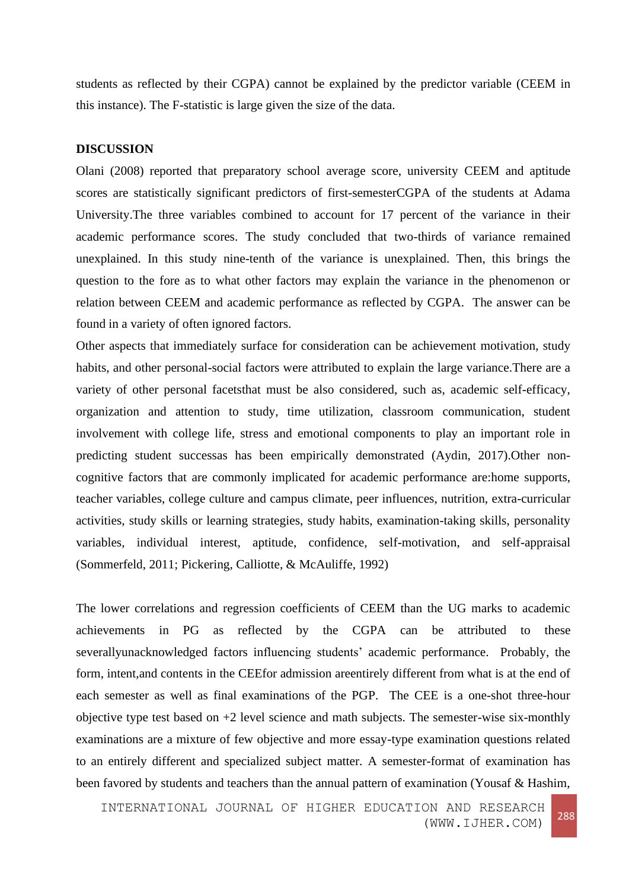students as reflected by their CGPA) cannot be explained by the predictor variable (CEEM in this instance). The F-statistic is large given the size of the data.

## DISCUSSION

Olani (2008) reported that preparatory school average score, university CEEM and aptitude scores are statistically significant predictors of first-semesterCGPA of the students at Adama University.The three variables combined to account for 17 percent of the variance in their academic performance scores. The study concluded that two-thirds of variance remained unexplained. In this study nine-tenth of the variance is unexplained. Then, this brings the question to the fore as to what other factors may explain the variance in the phenomenon or relation between CEEM and academic performance as reflected by CGPA. The answer can be found in a variety of often ignored factors.

Other aspects that immediately surface for consideration can be achievement motivation, study habits, and other personal-social factors were attributed to explain the large variance.There are a variety of other personal facetsthat must be also considered, such as, academic self-efficacy, organization and attention to study, time utilization, classroom communication, student involvement with college life, stress and emotional components to play an important role in predicting student successas has been empirically demonstrated (Aydin, 2017).Other non-cognitive factors that are commonly implicated for academic performance are:home supports, teacher variables, college culture and campus climate, peer influences, nutrition, extra-curricular activities, study skills or learning strategies, study habits, examination-taking skills, personality variables, individual interest, aptitude, confidence, self-motivation, and self-appraisal (Sommerfeld, 2011; Pickering, Calliotte, & McAuliffe, 1992)

The lower correlations and regression coefficients of CEEM than the UG marks to academic achievements in PG as reflected by the CGPA can be attributed to these severallyunacknowledged factors influencing students' academic performance. Probably, the form, intent,and contents in the CEEfor admission areentirely different from what is at the end of each semester as well as final examinations of the PGP. The CEE is a one-shot three-hour objective type test based on +2 level science and math subjects. The semester-wise six-monthly examinations are a mixture of few objective and more essay-type examination questions related to an entirely different and specialized subject matter. A semester-format of examination has been favored by students and teachers than the annual pattern of examination (Yousaf & Hashim,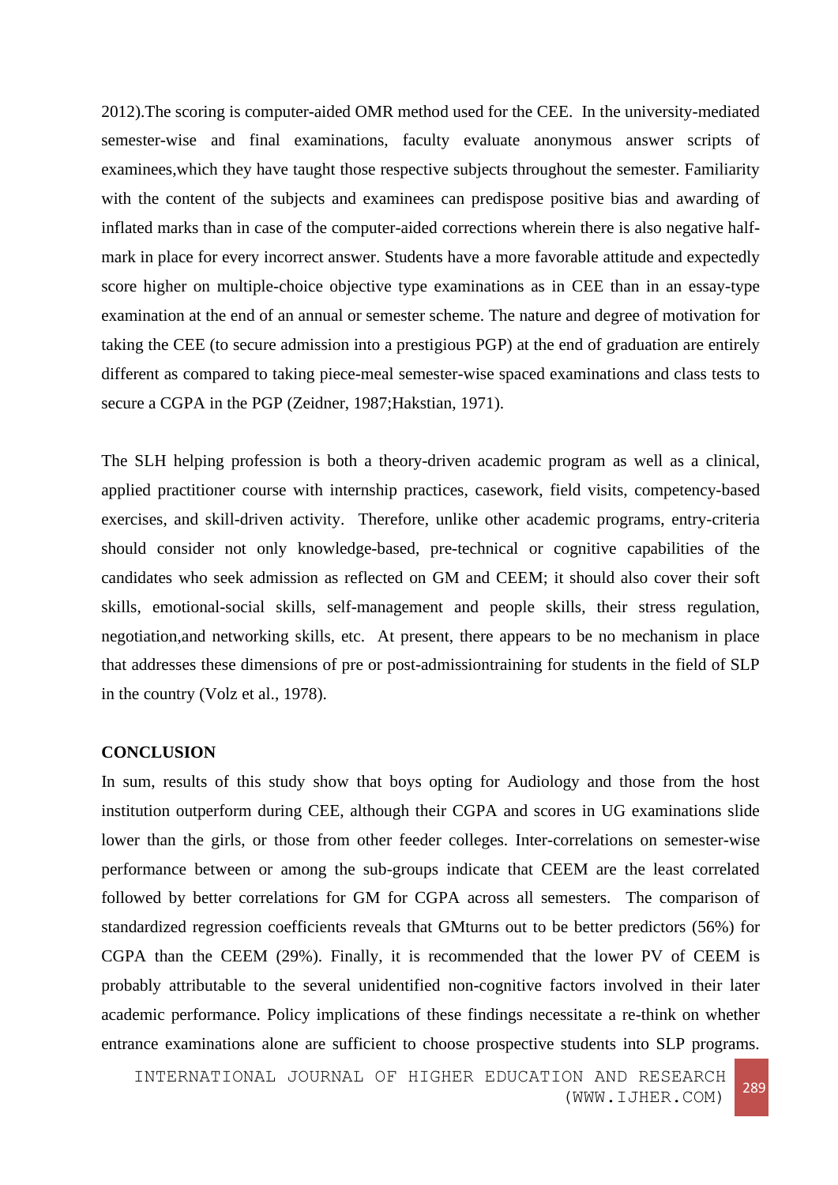2012).The scoring is computer-aided OMR method used for the CEE. In the university-mediated semester-wise and final examinations, faculty evaluate anonymous answer scripts of examinees,which they have taught those respective subjects throughout the semester. Familiarity with the content of the subjects and examinees can predispose positive bias and awarding of inflated marks than in case of the computer-aided corrections wherein there is also negative half-mark in place for every incorrect answer. Students have a more favorable attitude and expectedly score higher on multiple-choice objective type examinations as in CEE than in an essay-type examination at the end of an annual or semester scheme. The nature and degree of motivation for taking the CEE (to secure admission into a prestigious PGP) at the end of graduation are entirely different as compared to taking piece-meal semester-wise spaced examinations and class tests to secure a CGPA in the PGP (Zeidner, 1987;Hakstian, 1971).

The SLH helping profession is both a theory-driven academic program as well as a clinical, applied practitioner course with internship practices, casework, field visits, competency-based exercises, and skill-driven activity. Therefore, unlike other academic programs, entry-criteria should consider not only knowledge-based, pre-technical or cognitive capabilities of the candidates who seek admission as reflected on GM and CEEM; it should also cover their soft skills, emotional-social skills, self-management and people skills, their stress regulation, negotiation,and networking skills, etc. At present, there appears to be no mechanism in place that addresses these dimensions of pre or post-admissiontraining for students in the field of SLP in the country (Volz et al., 1978).

## CONCLUSION

In sum, results of this study show that boys opting for Audiology and those from the host institution outperform during CEE, although their CGPA and scores in UG examinations slide lower than the girls, or those from other feeder colleges. Inter-correlations on semester-wise performance between or among the sub-groups indicate that CEEM are the least correlated followed by better correlations for GM for CGPA across all semesters. The comparison of standardized regression coefficients reveals that GMturns out to be better predictors (56%) for CGPA than the CEEM (29%). Finally, it is recommended that the lower PV of CEEM is probably attributable to the several unidentified non-cognitive factors involved in their later academic performance. Policy implications of these findings necessitate a re-think on whether entrance examinations alone are sufficient to choose prospective students into SLP programs.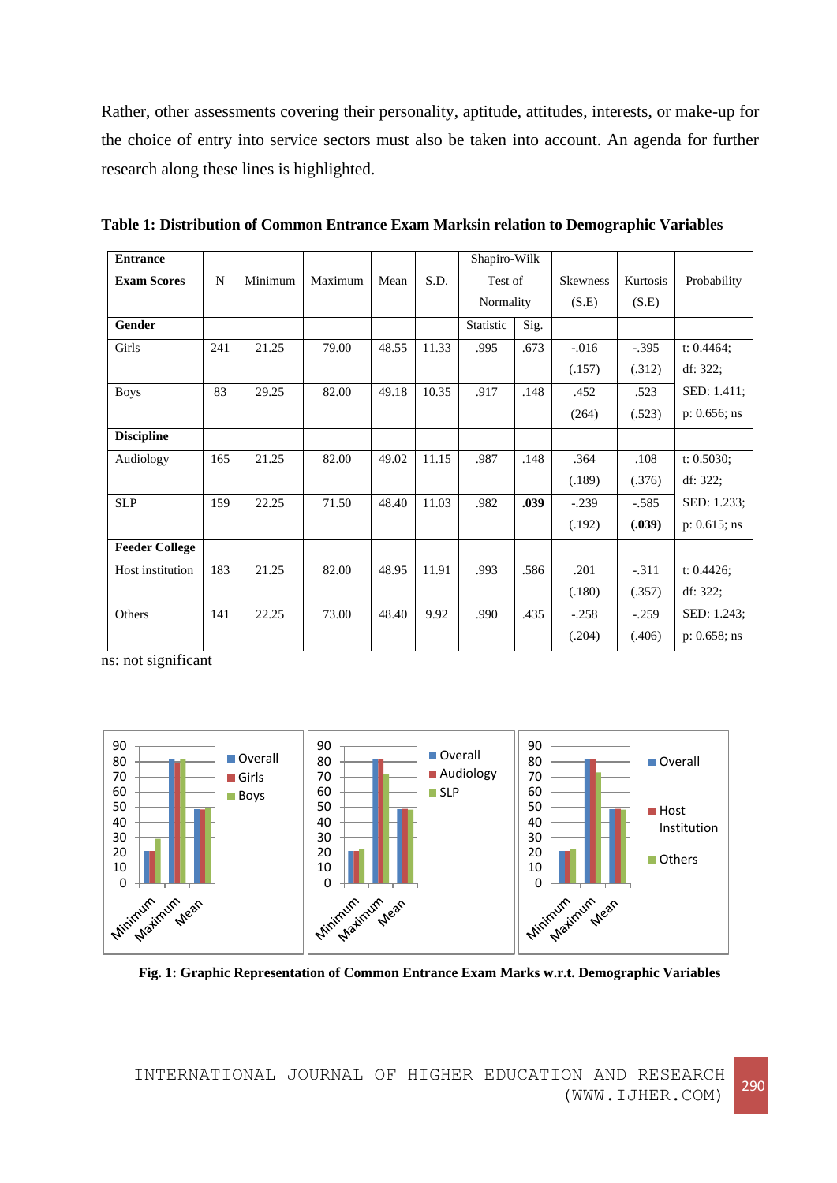Rather, other assessments covering their personality, aptitude, attitudes, interests, or make-up for the choice of entry into service sectors must also be taken into account. An agenda for further research along these lines is highlighted.

**Table 1: Distribution of Common Entrance Exam Marksin relation to Demographic Variables**

| Entrance Exam Scores | N | Minimum | Maximum | Mean | S.D. | Shapiro-Wilk Test of Normality | | Skewness (S.E) | Kurtosis (S.E) | Probability |
|---|---|---|---|---|---|---|---|---|---|---|
| **Gender** | | | | | | Statistic | Sig. | | | |
| Girls | 241 | 21.25 | 79.00 | 48.55 | 11.33 | .995 | .673 | -.016 (.157) | -.395 (.312) | t: 0.4464; df: 322; |
| Boys | 83 | 29.25 | 82.00 | 49.18 | 10.35 | .917 | .148 | .452 (264) | .523 (.523) | SED: 1.411; p: 0.656; ns |
| **Discipline** | | | | | | | | | | |
| Audiology | 165 | 21.25 | 82.00 | 49.02 | 11.15 | .987 | .148 | .364 (.189) | .108 (.376) | t: 0.5030; df: 322; |
| SLP | 159 | 22.25 | 71.50 | 48.40 | 11.03 | .982 | **.039** | -.239 (.192) | -.585 **(.039)** | SED: 1.233; p: 0.615; ns |
| **Feeder College** | | | | | | | | | | |
| Host institution | 183 | 21.25 | 82.00 | 48.95 | 11.91 | .993 | .586 | .201 (.180) | -.311 (.357) | t: 0.4426; df: 322; |
| Others | 141 | 22.25 | 73.00 | 48.40 | 9.92 | .990 | .435 | -.258 (.204) | -.259 (.406) | SED: 1.243; p: 0.658; ns |

ns: not significant

**Fig. 1: Graphic Representation of Common Entrance Exam Marks w.r.t. Demographic Variables**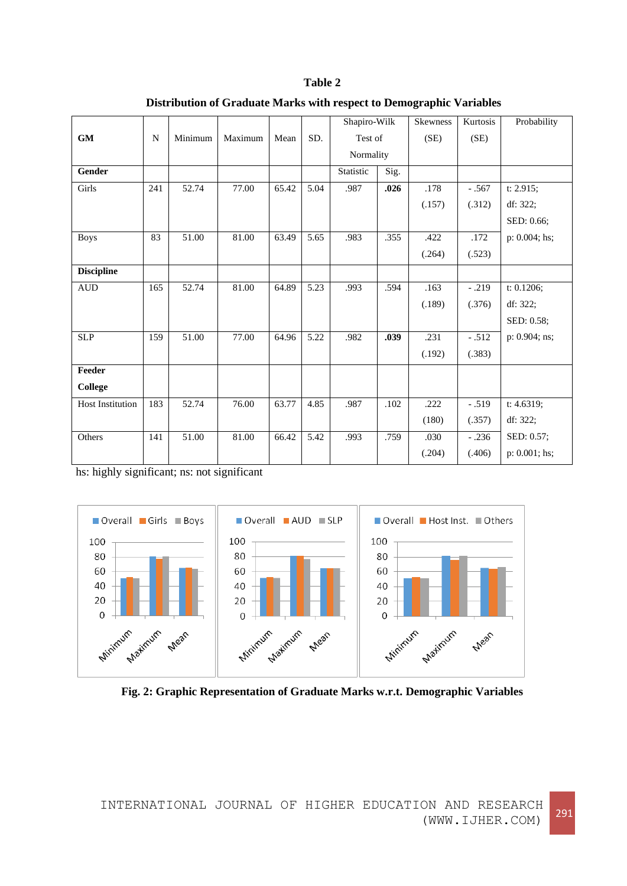**Table 2**

**Distribution of Graduate Marks with respect to Demographic Variables**

| GM | N | Minimum | Maximum | Mean | SD. | Shapiro-Wilk Test of Normality | | Skewness (SE) | Kurtosis (SE) | Probability |
|---|---|---|---|---|---|---|---|---|---|---|
| **Gender** | | | | | | Statistic | Sig. | | | |
| Girls | 241 | 52.74 | 77.00 | 65.42 | 5.04 | .987 | **.026** | .178 (.157) | - .567 (.312) | t: 2.915; df: 322; SED: 0.66; |
| Boys | 83 | 51.00 | 81.00 | 63.49 | 5.65 | .983 | .355 | .422 (.264) | .172 (.523) | p: 0.004; hs; |
| **Discipline** | | | | | | | | | | |
| AUD | 165 | 52.74 | 81.00 | 64.89 | 5.23 | .993 | .594 | .163 (.189) | - .219 (.376) | t: 0.1206; df: 322; SED: 0.58; |
| SLP | 159 | 51.00 | 77.00 | 64.96 | 5.22 | .982 | **.039** | .231 (.192) | - .512 (.383) | p: 0.904; ns; |
| **Feeder College** | | | | | | | | | | |
| Host Institution | 183 | 52.74 | 76.00 | 63.77 | 4.85 | .987 | .102 | .222 (180) | - .519 (.357) | t: 4.6319; df: 322; |
| Others | 141 | 51.00 | 81.00 | 66.42 | 5.42 | .993 | .759 | .030 (.204) | - .236 (.406) | SED: 0.57; p: 0.001; hs; |

hs: highly significant; ns: not significant

**Fig. 2: Graphic Representation of Graduate Marks w.r.t. Demographic Variables**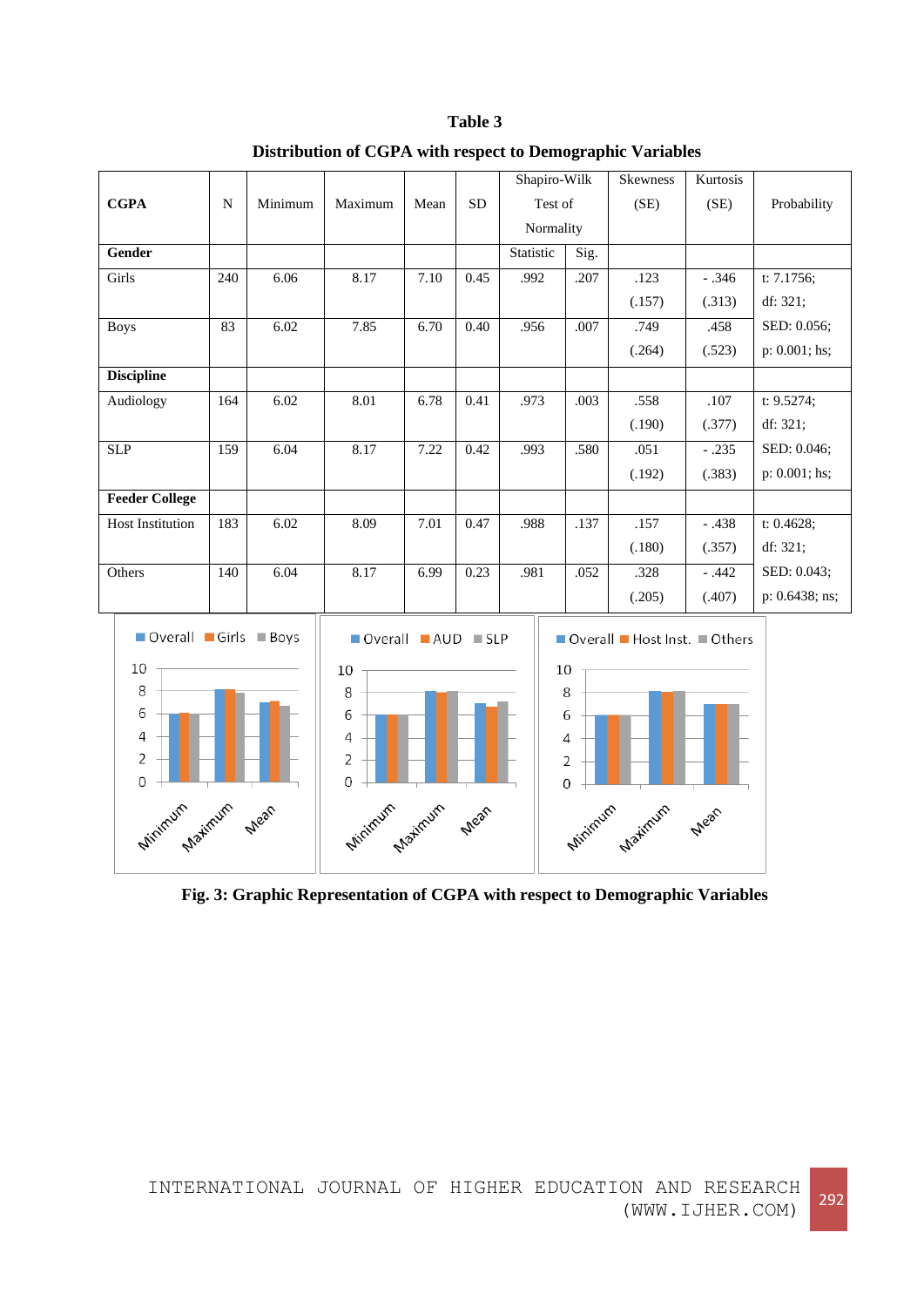**Table 3**

**Distribution of CGPA with respect to Demographic Variables**

| CGPA | N | Minimum | Maximum | Mean | SD | Shapiro-Wilk Test of Normality | | Skewness (SE) | Kurtosis (SE) | Probability |
|---|---|---|---|---|---|---|---|---|---|---|
| **Gender** | | | | | | Statistic | Sig. | | | |
| Girls | 240 | 6.06 | 8.17 | 7.10 | 0.45 | .992 | .207 | .123 (.157) | - .346 (.313) | t: 7.1756; df: 321; |
| Boys | 83 | 6.02 | 7.85 | 6.70 | 0.40 | .956 | .007 | .749 (.264) | .458 (.523) | SED: 0.056; p: 0.001; hs; |
| **Discipline** | | | | | | | | | | |
| Audiology | 164 | 6.02 | 8.01 | 6.78 | 0.41 | .973 | .003 | .558 (.190) | .107 (.377) | t: 9.5274; df: 321; |
| SLP | 159 | 6.04 | 8.17 | 7.22 | 0.42 | .993 | .580 | .051 (.192) | - .235 (.383) | SED: 0.046; p: 0.001; hs; |
| **Feeder College** | | | | | | | | | | |
| Host Institution | 183 | 6.02 | 8.09 | 7.01 | 0.47 | .988 | .137 | .157 (.180) | - .438 (.357) | t: 0.4628; df: 321; |
| Others | 140 | 6.04 | 8.17 | 6.99 | 0.23 | .981 | .052 | .328 (.205) | - .442 (.407) | SED: 0.043; p: 0.6438; ns; |

**Fig. 3: Graphic Representation of CGPA with respect to Demographic Variables**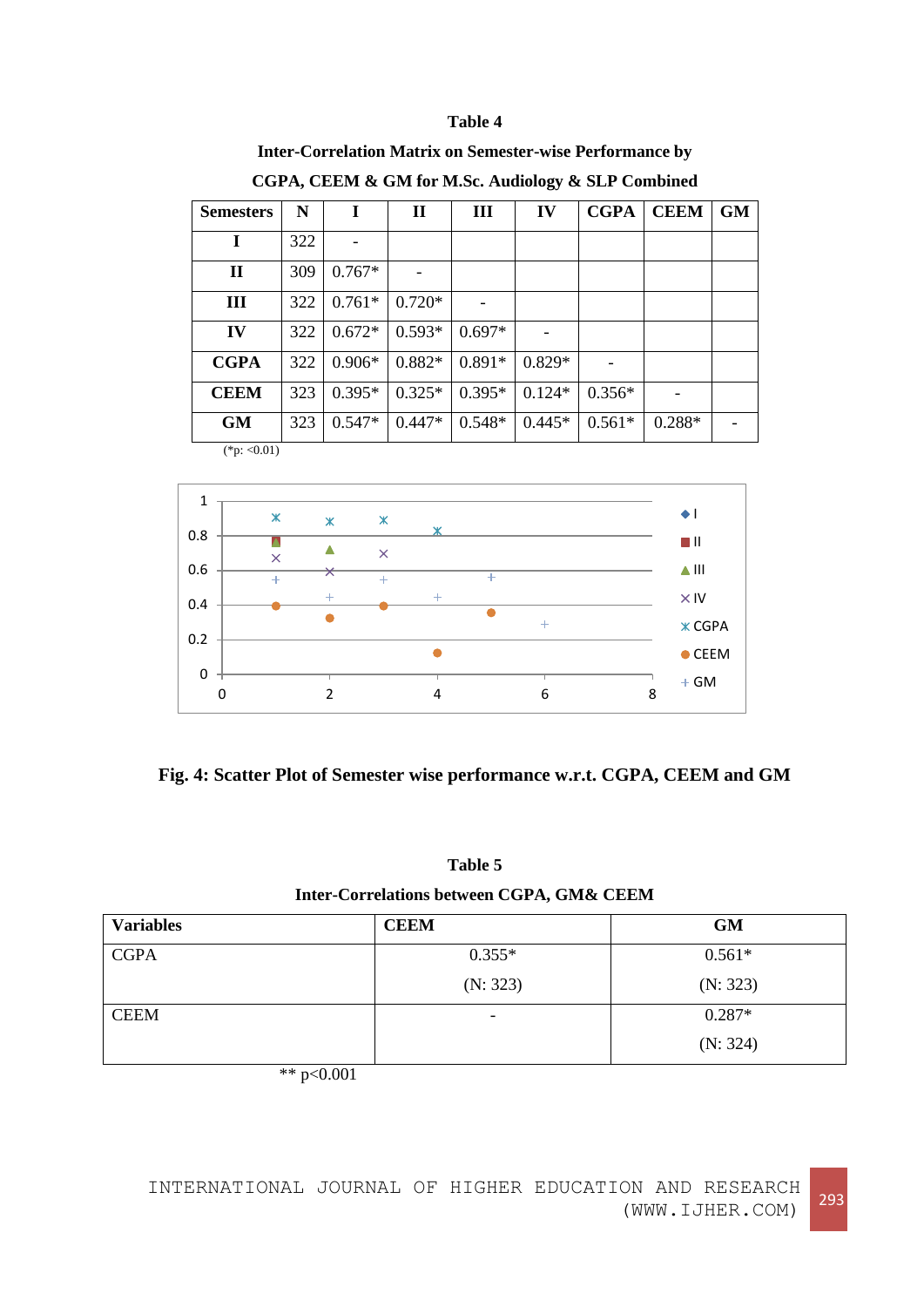**Table 4**

**Inter-Correlation Matrix on Semester-wise Performance by CGPA, CEEM & GM for M.Sc. Audiology & SLP Combined**

| Semesters | N | I | II | III | IV | CGPA | CEEM | GM |
|---|---|---|---|---|---|---|---|---|
| **I** | 322 | - | | | | | | |
| **II** | 309 | 0.767* | - | | | | | |
| **III** | 322 | 0.761* | 0.720* | - | | | | |
| **IV** | 322 | 0.672* | 0.593* | 0.697* | - | | | |
| **CGPA** | 322 | 0.906* | 0.882* | 0.891* | 0.829* | - | | |
| **CEEM** | 323 | 0.395* | 0.325* | 0.395* | 0.124* | 0.356* | - | |
| **GM** | 323 | 0.547* | 0.447* | 0.548* | 0.445* | 0.561* | 0.288* | - |

(*p: <0.01)

**Fig. 4: Scatter Plot of Semester wise performance w.r.t. CGPA, CEEM and GM**

**Table 5**

**Inter-Correlations between CGPA, GM& CEEM**

| Variables | CEEM | GM |
|---|---|---|
| CGPA | 0.355* (N: 323) | 0.561* (N: 323) |
| CEEM | - | 0.287* (N: 324) |

** p<0.001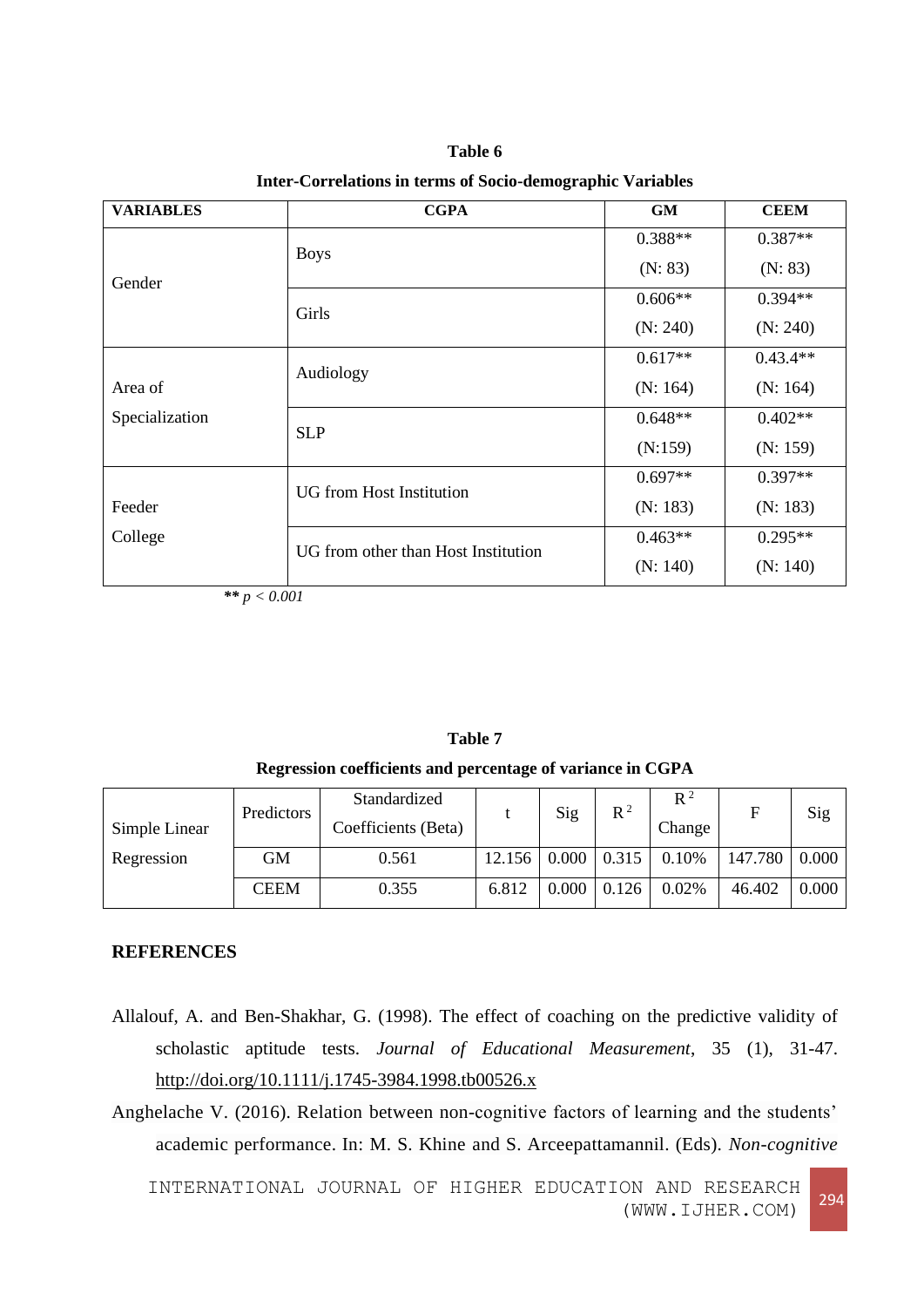**Table 6**

**Inter-Correlations in terms of Socio-demographic Variables**

| VARIABLES | CGPA | GM | CEEM |
|---|---|---|---|
| Gender | Boys | 0.388** (N: 83) | 0.387** (N: 83) |
| | Girls | 0.606** (N: 240) | 0.394** (N: 240) |
| Area of Specialization | Audiology | 0.617** (N: 164) | 0.43.4** (N: 164) |
| | SLP | 0.648** (N:159) | 0.402** (N: 159) |
| Feeder College | UG from Host Institution | 0.697** (N: 183) | 0.397** (N: 183) |
| | UG from other than Host Institution | 0.463** (N: 140) | 0.295** (N: 140) |

*** $p < 0.001$*

**Table 7**

**Regression coefficients and percentage of variance in CGPA**

| | Predictors | Standardized Coefficients (Beta) | t | Sig | $R^2$ | $R^2$ Change | F | Sig |
|---|---|---|---|---|---|---|---|---|
| Simple Linear Regression | GM | 0.561 | 12.156 | 0.000 | 0.315 | 0.10% | 147.780 | 0.000 |
| | CEEM | 0.355 | 6.812 | 0.000 | 0.126 | 0.02% | 46.402 | 0.000 |

## REFERENCES

Allalouf, A. and Ben-Shakhar, G. (1998). The effect of coaching on the predictive validity of scholastic aptitude tests. *Journal of Educational Measurement*, 35 (1), 31-47. http://doi.org/10.1111/j.1745-3984.1998.tb00526.x

Anghelache V. (2016). Relation between non-cognitive factors of learning and the students' academic performance. In: M. S. Khine and S. Arceepattamannil. (Eds). *Non-cognitive*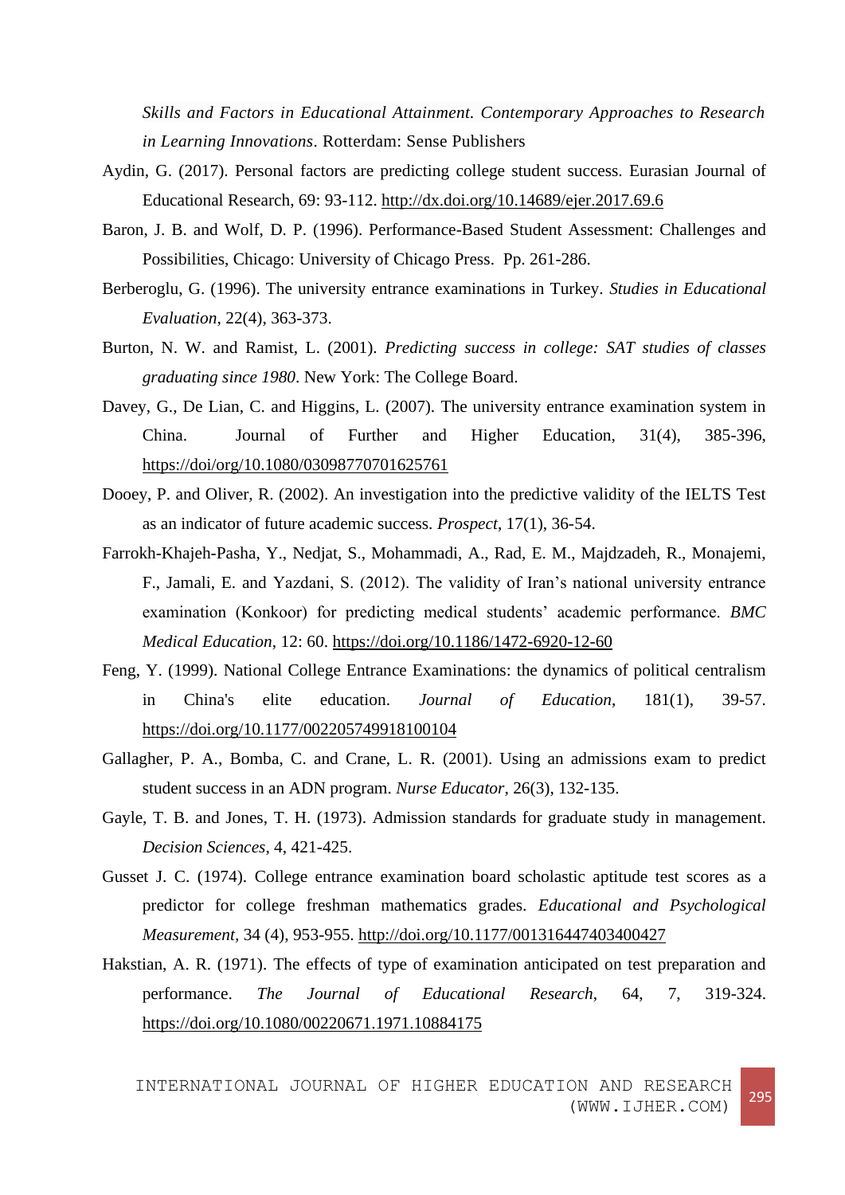*Skills and Factors in Educational Attainment. Contemporary Approaches to Research in Learning Innovations*. Rotterdam: Sense Publishers

Aydin, G. (2017). Personal factors are predicting college student success. Eurasian Journal of Educational Research, 69: 93-112. http://dx.doi.org/10.14689/ejer.2017.69.6

Baron, J. B. and Wolf, D. P. (1996). Performance-Based Student Assessment: Challenges and Possibilities, Chicago: University of Chicago Press. Pp. 261-286.

Berberoglu, G. (1996). The university entrance examinations in Turkey. *Studies in Educational Evaluation*, 22(4), 363-373.

Burton, N. W. and Ramist, L. (2001). *Predicting success in college: SAT studies of classes graduating since 1980*. New York: The College Board.

Davey, G., De Lian, C. and Higgins, L. (2007). The university entrance examination system in China. Journal of Further and Higher Education, 31(4), 385-396, https://doi/org/10.1080/03098770701625761

Dooey, P. and Oliver, R. (2002). An investigation into the predictive validity of the IELTS Test as an indicator of future academic success. *Prospect*, 17(1), 36-54.

Farrokh-Khajeh-Pasha, Y., Nedjat, S., Mohammadi, A., Rad, E. M., Majdzadeh, R., Monajemi, F., Jamali, E. and Yazdani, S. (2012). The validity of Iran's national university entrance examination (Konkoor) for predicting medical students' academic performance. *BMC Medical Education*, 12: 60. https://doi.org/10.1186/1472-6920-12-60

Feng, Y. (1999). National College Entrance Examinations: the dynamics of political centralism in China's elite education. *Journal of Education*, 181(1), 39-57. https://doi.org/10.1177/002205749918100104

Gallagher, P. A., Bomba, C. and Crane, L. R. (2001). Using an admissions exam to predict student success in an ADN program. *Nurse Educator*, 26(3), 132-135.

Gayle, T. B. and Jones, T. H. (1973). Admission standards for graduate study in management. *Decision Sciences*, 4, 421-425.

Gusset J. C. (1974). College entrance examination board scholastic aptitude test scores as a predictor for college freshman mathematics grades. *Educational and Psychological Measurement*, 34 (4), 953-955. http://doi.org/10.1177/001316447403400427

Hakstian, A. R. (1971). The effects of type of examination anticipated on test preparation and performance. *The Journal of Educational Research*, 64, 7, 319-324. https://doi.org/10.1080/00220671.1971.10884175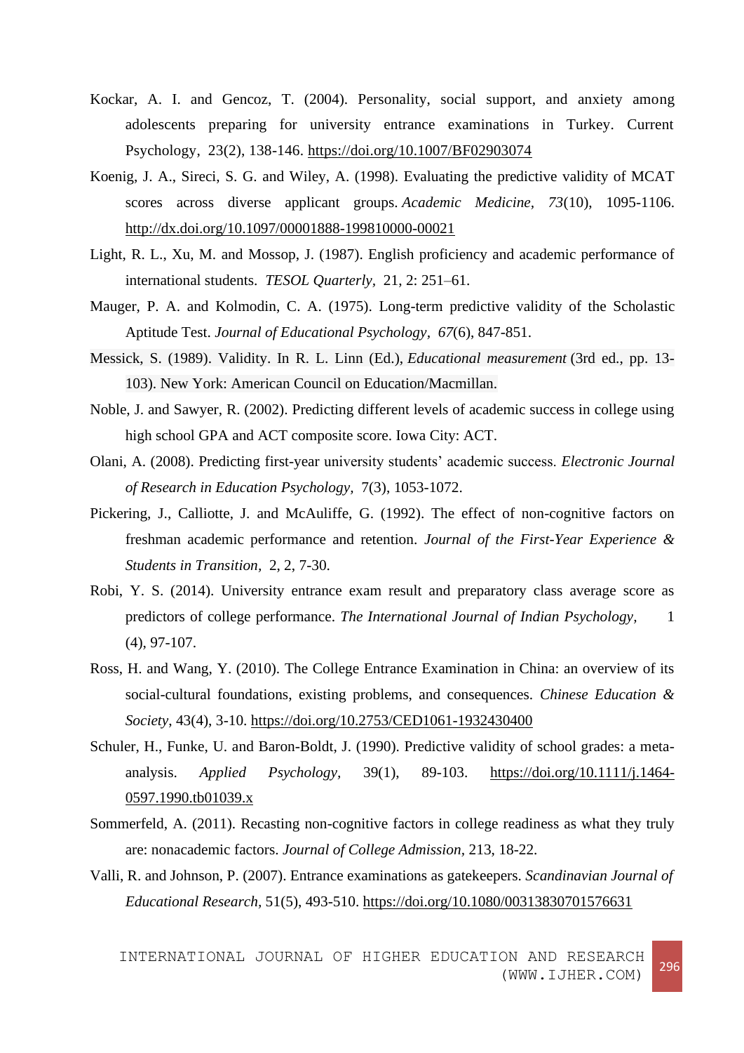Kockar, A. I. and Gencoz, T. (2004). Personality, social support, and anxiety among adolescents preparing for university entrance examinations in Turkey. Current Psychology, 23(2), 138-146. https://doi.org/10.1007/BF02903074

Koenig, J. A., Sireci, S. G. and Wiley, A. (1998). Evaluating the predictive validity of MCAT scores across diverse applicant groups. *Academic Medicine*, *73*(10), 1095-1106. http://dx.doi.org/10.1097/00001888-199810000-00021

Light, R. L., Xu, M. and Mossop, J. (1987). English proficiency and academic performance of international students. *TESOL Quarterly*, 21, 2: 251–61.

Mauger, P. A. and Kolmodin, C. A. (1975). Long-term predictive validity of the Scholastic Aptitude Test. *Journal of Educational Psychology*, *67*(6), 847-851.

Messick, S. (1989). Validity. In R. L. Linn (Ed.), *Educational measurement* (3rd ed., pp. 13-103). New York: American Council on Education/Macmillan.

Noble, J. and Sawyer, R. (2002). Predicting different levels of academic success in college using high school GPA and ACT composite score. Iowa City: ACT.

Olani, A. (2008). Predicting first-year university students' academic success. *Electronic Journal of Research in Education Psychology*, 7(3), 1053-1072.

Pickering, J., Calliotte, J. and McAuliffe, G. (1992). The effect of non-cognitive factors on freshman academic performance and retention. *Journal of the First-Year Experience & Students in Transition*, 2, 2, 7-30.

Robi, Y. S. (2014). University entrance exam result and preparatory class average score as predictors of college performance. *The International Journal of Indian Psychology*, 1 (4), 97-107.

Ross, H. and Wang, Y. (2010). The College Entrance Examination in China: an overview of its social-cultural foundations, existing problems, and consequences. *Chinese Education & Society*, 43(4), 3-10. https://doi.org/10.2753/CED1061-1932430400

Schuler, H., Funke, U. and Baron-Boldt, J. (1990). Predictive validity of school grades: a meta-analysis. *Applied Psychology*, 39(1), 89-103. https://doi.org/10.1111/j.1464-0597.1990.tb01039.x

Sommerfeld, A. (2011). Recasting non-cognitive factors in college readiness as what they truly are: nonacademic factors. *Journal of College Admission*, 213, 18-22.

Valli, R. and Johnson, P. (2007). Entrance examinations as gatekeepers. *Scandinavian Journal of Educational Research*, 51(5), 493-510. https://doi.org/10.1080/00313830701576631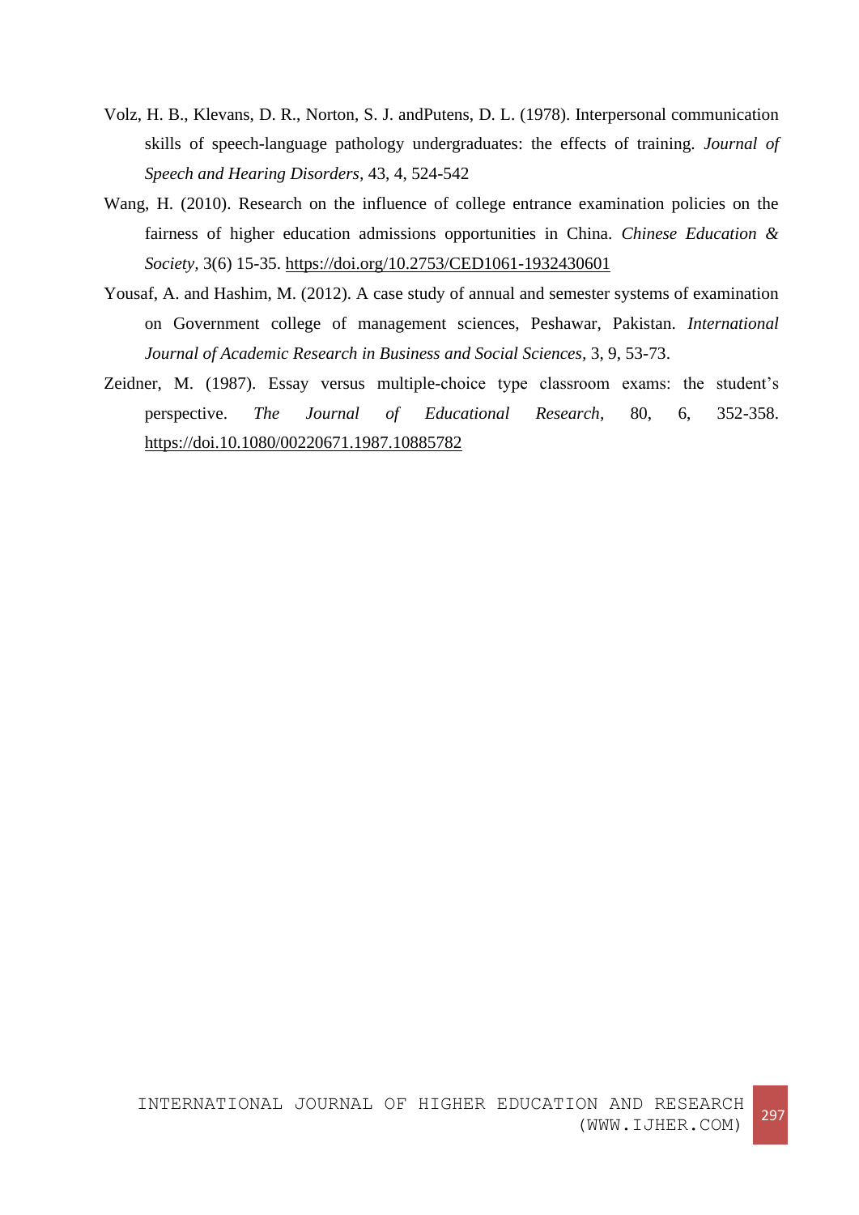Volz, H. B., Klevans, D. R., Norton, S. J. andPutens, D. L. (1978). Interpersonal communication skills of speech-language pathology undergraduates: the effects of training. *Journal of Speech and Hearing Disorders*, 43, 4, 524-542

Wang, H. (2010). Research on the influence of college entrance examination policies on the fairness of higher education admissions opportunities in China. *Chinese Education & Society,* 3(6) 15-35. https://doi.org/10.2753/CED1061-1932430601

Yousaf, A. and Hashim, M. (2012). A case study of annual and semester systems of examination on Government college of management sciences, Peshawar, Pakistan. *International Journal of Academic Research in Business and Social Sciences,* 3, 9, 53-73.

Zeidner, M. (1987). Essay versus multiple-choice type classroom exams: the student's perspective. *The Journal of Educational Research*, 80, 6, 352-358. https://doi.10.1080/00220671.1987.10885782